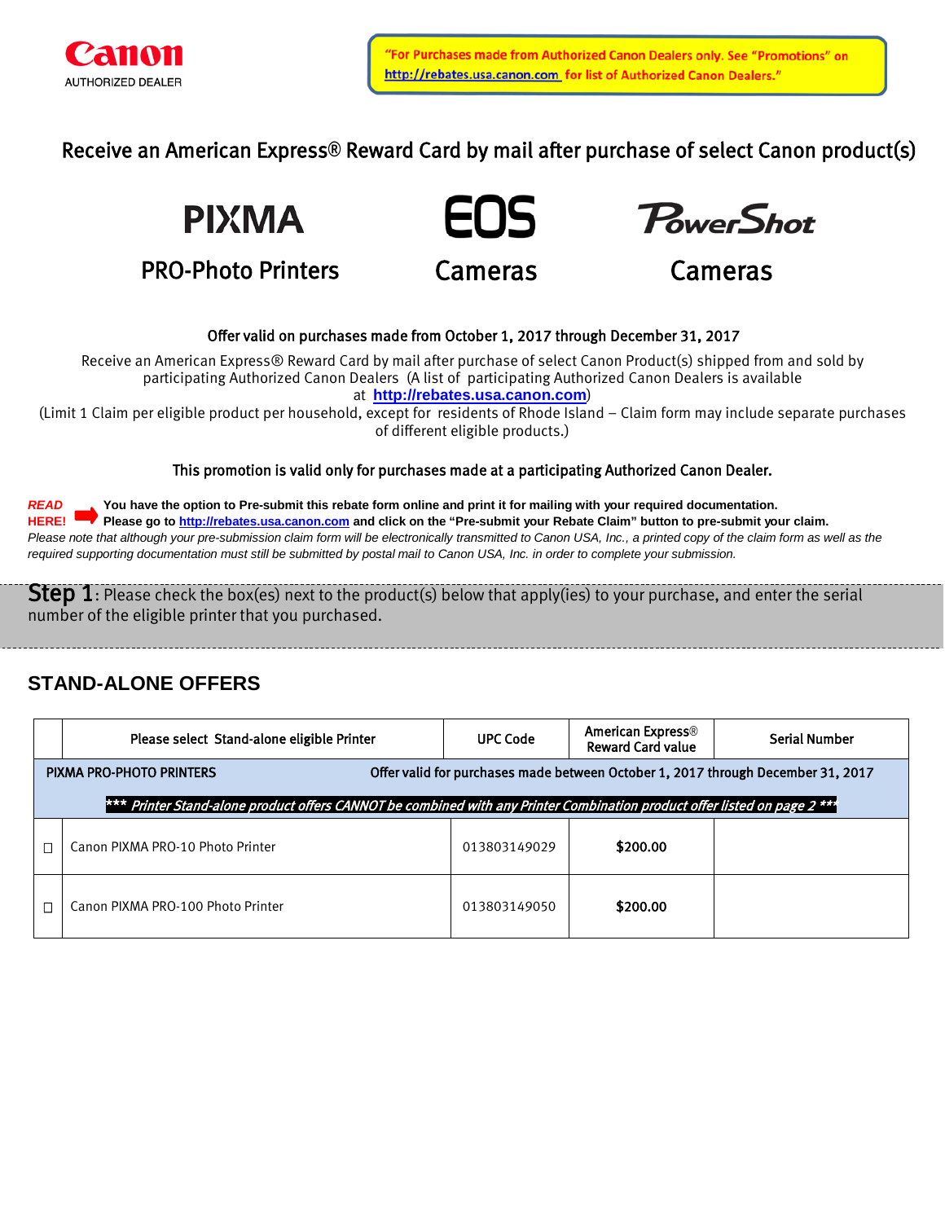Canon
AUTHORIZED DEALER

"For Purchases made from Authorized Canon Dealers only. See "Promotions" on http://rebates.usa.canon.com for list of Authorized Canon Dealers."

## Receive an American Express® Reward Card by mail after purchase of select Canon product(s)

**PIXMA** PRO-Photo Printers | **EOS** Cameras | **PowerShot** Cameras

**Offer valid on purchases made from October 1, 2017 through December 31, 2017**

Receive an American Express® Reward Card by mail after purchase of select Canon Product(s) shipped from and sold by participating Authorized Canon Dealers (A list of participating Authorized Canon Dealers is available at **http://rebates.usa.canon.com**)

(Limit 1 Claim per eligible product per household, except for residents of Rhode Island – Claim form may include separate purchases of different eligible products.)

**This promotion is valid only for purchases made at a participating Authorized Canon Dealer.**

***READ HERE!*** **You have the option to Pre-submit this rebate form online and print it for mailing with your required documentation. Please go to http://rebates.usa.canon.com and click on the "Pre-submit your Rebate Claim" button to pre-submit your claim.**

*Please note that although your pre-submission claim form will be electronically transmitted to Canon USA, Inc., a printed copy of the claim form as well as the required supporting documentation must still be submitted by postal mail to Canon USA, Inc. in order to complete your submission.*

**Step 1**: Please check the box(es) next to the product(s) below that apply(ies) to your purchase, and enter the serial number of the eligible printer that you purchased.

## STAND-ALONE OFFERS

| | Please select Stand-alone eligible Printer | UPC Code | American Express® Reward Card value | Serial Number |
|---|---|---|---|---|
| PIXMA PRO-PHOTO PRINTERS | Offer valid for purchases made between October 1, 2017 through December 31, 2017 | | | |
| | ****** Printer Stand-alone product offers CANNOT be combined with any Printer Combination product offer listed on page 2 ****** | | | |
| ☐ | Canon PIXMA PRO-10 Photo Printer | 013803149029 | **$200.00** | |
| ☐ | Canon PIXMA PRO-100 Photo Printer | 013803149050 | **$200.00** | |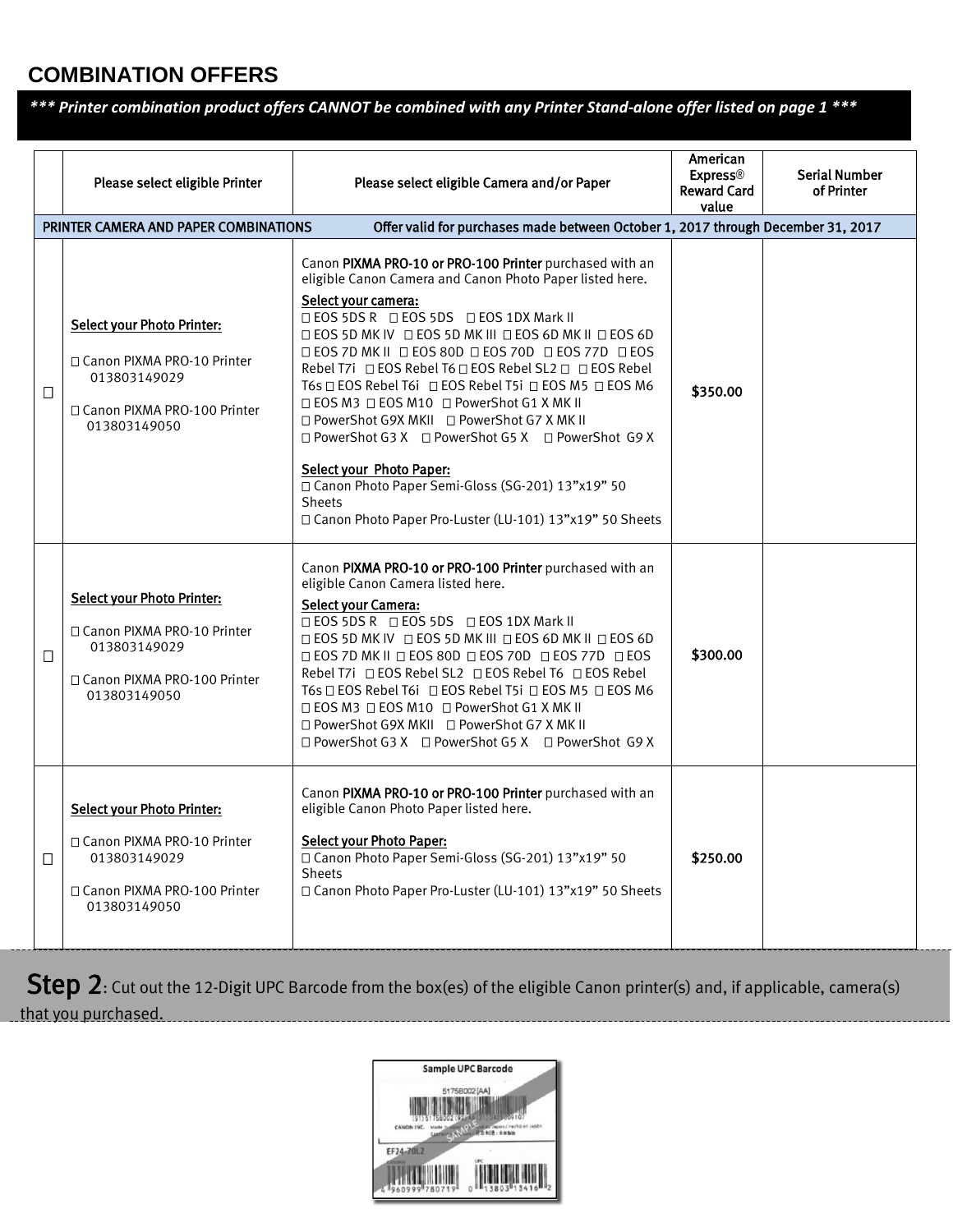## COMBINATION OFFERS

***\*\*\* Printer combination product offers CANNOT be combined with any Printer Stand-alone offer listed on page 1 \*\*\****

| | Please select eligible Printer | Please select eligible Camera and/or Paper | American Express® Reward Card value | Serial Number of Printer |
|---|---|---|---|---|
| PRINTER CAMERA AND PAPER COMBINATIONS | | Offer valid for purchases made between October 1, 2017 through December 31, 2017 | | |
| ☐ | Select your Photo Printer:<br><br>☐ Canon PIXMA PRO-10 Printer 013803149029<br><br>☐ Canon PIXMA PRO-100 Printer 013803149050 | Canon PIXMA PRO-10 or PRO-100 Printer purchased with an eligible Canon Camera and Canon Photo Paper listed here.<br><br>Select your camera:<br>☐ EOS 5DS R ☐ EOS 5DS ☐ EOS 1DX Mark II ☐ EOS 5D MK IV ☐ EOS 5D MK III ☐ EOS 6D MK II ☐ EOS 6D ☐ EOS 7D MK II ☐ EOS 80D ☐ EOS 70D ☐ EOS 77D ☐ EOS Rebel T7i ☐ EOS Rebel T6 ☐ EOS Rebel SL2 ☐ ☐ EOS Rebel T6s ☐ EOS Rebel T6i ☐ EOS Rebel T5i ☐ EOS M5 ☐ EOS M6 ☐ EOS M3 ☐ EOS M10 ☐ PowerShot G1 X MK II ☐ PowerShot G9X MKII ☐ PowerShot G7 X MK II ☐ PowerShot G3 X ☐ PowerShot G5 X ☐ PowerShot G9 X<br><br>Select your Photo Paper:<br>☐ Canon Photo Paper Semi-Gloss (SG-201) 13"x19" 50 Sheets<br>☐ Canon Photo Paper Pro-Luster (LU-101) 13"x19" 50 Sheets | $350.00 | |
| ☐ | Select your Photo Printer:<br><br>☐ Canon PIXMA PRO-10 Printer 013803149029<br><br>☐ Canon PIXMA PRO-100 Printer 013803149050 | Canon PIXMA PRO-10 or PRO-100 Printer purchased with an eligible Canon Camera listed here.<br><br>Select your Camera:<br>☐ EOS 5DS R ☐ EOS 5DS ☐ EOS 1DX Mark II ☐ EOS 5D MK IV ☐ EOS 5D MK III ☐ EOS 6D MK II ☐ EOS 6D ☐ EOS 7D MK II ☐ EOS 80D ☐ EOS 70D ☐ EOS 77D ☐ EOS Rebel T7i ☐ EOS Rebel SL2 ☐ EOS Rebel T6 ☐ EOS Rebel T6s ☐ EOS Rebel T6i ☐ EOS Rebel T5i ☐ EOS M5 ☐ EOS M6 ☐ EOS M3 ☐ EOS M10 ☐ PowerShot G1 X MK II ☐ PowerShot G9X MKII ☐ PowerShot G7 X MK II ☐ PowerShot G3 X ☐ PowerShot G5 X ☐ PowerShot G9 X | $300.00 | |
| ☐ | Select your Photo Printer:<br><br>☐ Canon PIXMA PRO-10 Printer 013803149029<br><br>☐ Canon PIXMA PRO-100 Printer 013803149050 | Canon PIXMA PRO-10 or PRO-100 Printer purchased with an eligible Canon Photo Paper listed here.<br><br>Select your Photo Paper:<br>☐ Canon Photo Paper Semi-Gloss (SG-201) 13"x19" 50 Sheets<br>☐ Canon Photo Paper Pro-Luster (LU-101) 13"x19" 50 Sheets | $250.00 | |

**Step 2**: Cut out the 12-Digit UPC Barcode from the box(es) of the eligible Canon printer(s) and, if applicable, camera(s) that you purchased.

Sample UPC Barcode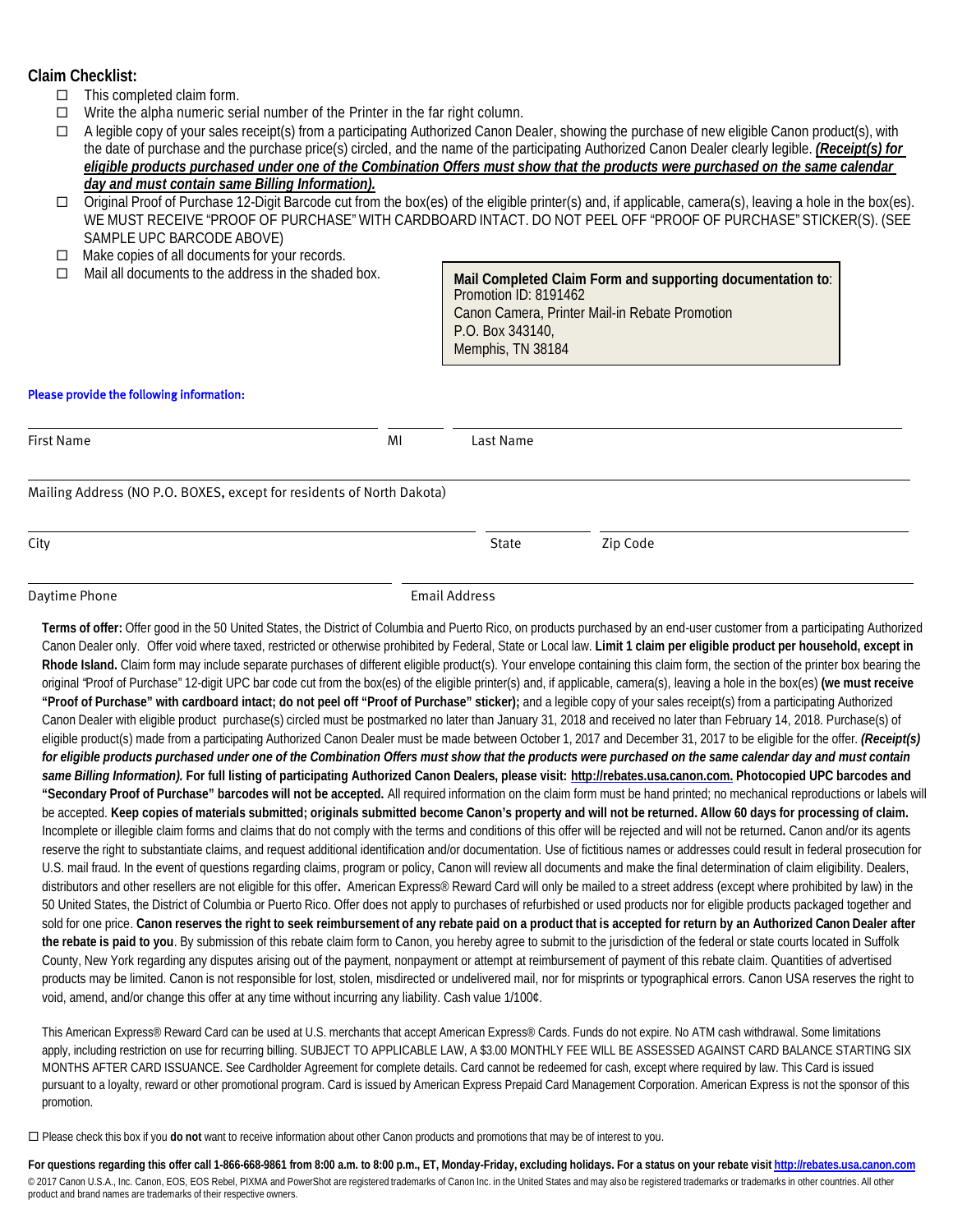**Claim Checklist:**

- ☐ This completed claim form.
- ☐ Write the alpha numeric serial number of the Printer in the far right column.
- ☐ A legible copy of your sales receipt(s) from a participating Authorized Canon Dealer, showing the purchase of new eligible Canon product(s), with the date of purchase and the purchase price(s) circled, and the name of the participating Authorized Canon Dealer clearly legible. ***Receipt(s) for eligible products purchased under one of the Combination Offers must show that the products were purchased on the same calendar day and must contain same Billing Information).***
- ☐ Original Proof of Purchase 12-Digit Barcode cut from the box(es) of the eligible printer(s) and, if applicable, camera(s), leaving a hole in the box(es). WE MUST RECEIVE "PROOF OF PURCHASE" WITH CARDBOARD INTACT. DO NOT PEEL OFF "PROOF OF PURCHASE" STICKER(S). (SEE SAMPLE UPC BARCODE ABOVE)
- ☐ Make copies of all documents for your records.
- ☐ Mail all documents to the address in the shaded box.

**Mail Completed Claim Form and supporting documentation to**:
Promotion ID: 8191462
Canon Camera, Printer Mail-in Rebate Promotion
P.O. Box 343140,
Memphis, TN 38184

Please provide the following information:

First Name ____________ MI ____ Last Name ____________

Mailing Address (NO P.O. BOXES, except for residents of North Dakota) ____________

City ____________ State ____ Zip Code ____________

Daytime Phone ____________ Email Address ____________

**Terms of offer:** Offer good in the 50 United States, the District of Columbia and Puerto Rico, on products purchased by an end-user customer from a participating Authorized Canon Dealer only. Offer void where taxed, restricted or otherwise prohibited by Federal, State or Local law. **Limit 1 claim per eligible product per household, except in Rhode Island.** Claim form may include separate purchases of different eligible product(s). Your envelope containing this claim form, the section of the printer box bearing the original "Proof of Purchase" 12-digit UPC bar code cut from the box(es) of the eligible printer(s) and, if applicable, camera(s), leaving a hole in the box(es) **(we must receive "Proof of Purchase" with cardboard intact; do not peel off "Proof of Purchase" sticker);** and a legible copy of your sales receipt(s) from a participating Authorized Canon Dealer with eligible product purchase(s) circled must be postmarked no later than January 31, 2018 and received no later than February 14, 2018. Purchase(s) of eligible product(s) made from a participating Authorized Canon Dealer must be made between October 1, 2017 and December 31, 2017 to be eligible for the offer. ***(Receipt(s) for eligible products purchased under one of the Combination Offers must show that the products were purchased on the same calendar day and must contain same Billing Information).*** **For full listing of participating Authorized Canon Dealers, please visit: http://rebates.usa.canon.com. Photocopied UPC barcodes and "Secondary Proof of Purchase" barcodes will not be accepted.** All required information on the claim form must be hand printed; no mechanical reproductions or labels will be accepted. **Keep copies of materials submitted; originals submitted become Canon's property and will not be returned. Allow 60 days for processing of claim.** Incomplete or illegible claim forms and claims that do not comply with the terms and conditions of this offer will be rejected and will not be returned**.** Canon and/or its agents reserve the right to substantiate claims, and request additional identification and/or documentation. Use of fictitious names or addresses could result in federal prosecution for U.S. mail fraud. In the event of questions regarding claims, program or policy, Canon will review all documents and make the final determination of claim eligibility. Dealers, distributors and other resellers are not eligible for this offer**.** American Express® Reward Card will only be mailed to a street address (except where prohibited by law) in the 50 United States, the District of Columbia or Puerto Rico. Offer does not apply to purchases of refurbished or used products nor for eligible products packaged together and sold for one price. **Canon reserves the right to seek reimbursement of any rebate paid on a product that is accepted for return by an Authorized Canon Dealer after the rebate is paid to you**. By submission of this rebate claim form to Canon, you hereby agree to submit to the jurisdiction of the federal or state courts located in Suffolk County, New York regarding any disputes arising out of the payment, nonpayment or attempt at reimbursement of payment of this rebate claim. Quantities of advertised products may be limited. Canon is not responsible for lost, stolen, misdirected or undelivered mail, nor for misprints or typographical errors. Canon USA reserves the right to void, amend, and/or change this offer at any time without incurring any liability. Cash value 1/100¢.

This American Express® Reward Card can be used at U.S. merchants that accept American Express® Cards. Funds do not expire. No ATM cash withdrawal. Some limitations apply, including restriction on use for recurring billing. SUBJECT TO APPLICABLE LAW, A $3.00 MONTHLY FEE WILL BE ASSESSED AGAINST CARD BALANCE STARTING SIX MONTHS AFTER CARD ISSUANCE. See Cardholder Agreement for complete details. Card cannot be redeemed for cash, except where required by law. This Card is issued pursuant to a loyalty, reward or other promotional program. Card is issued by American Express Prepaid Card Management Corporation. American Express is not the sponsor of this promotion.

☐ Please check this box if you **do not** want to receive information about other Canon products and promotions that may be of interest to you.

**For questions regarding this offer call 1-866-668-9861 from 8:00 a.m. to 8:00 p.m., ET, Monday-Friday, excluding holidays. For a status on your rebate visit http://rebates.usa.canon.com**

© 2017 Canon U.S.A., Inc. Canon, EOS, EOS Rebel, PIXMA and PowerShot are registered trademarks of Canon Inc. in the United States and may also be registered trademarks or trademarks in other countries. All other product and brand names are trademarks of their respective owners.